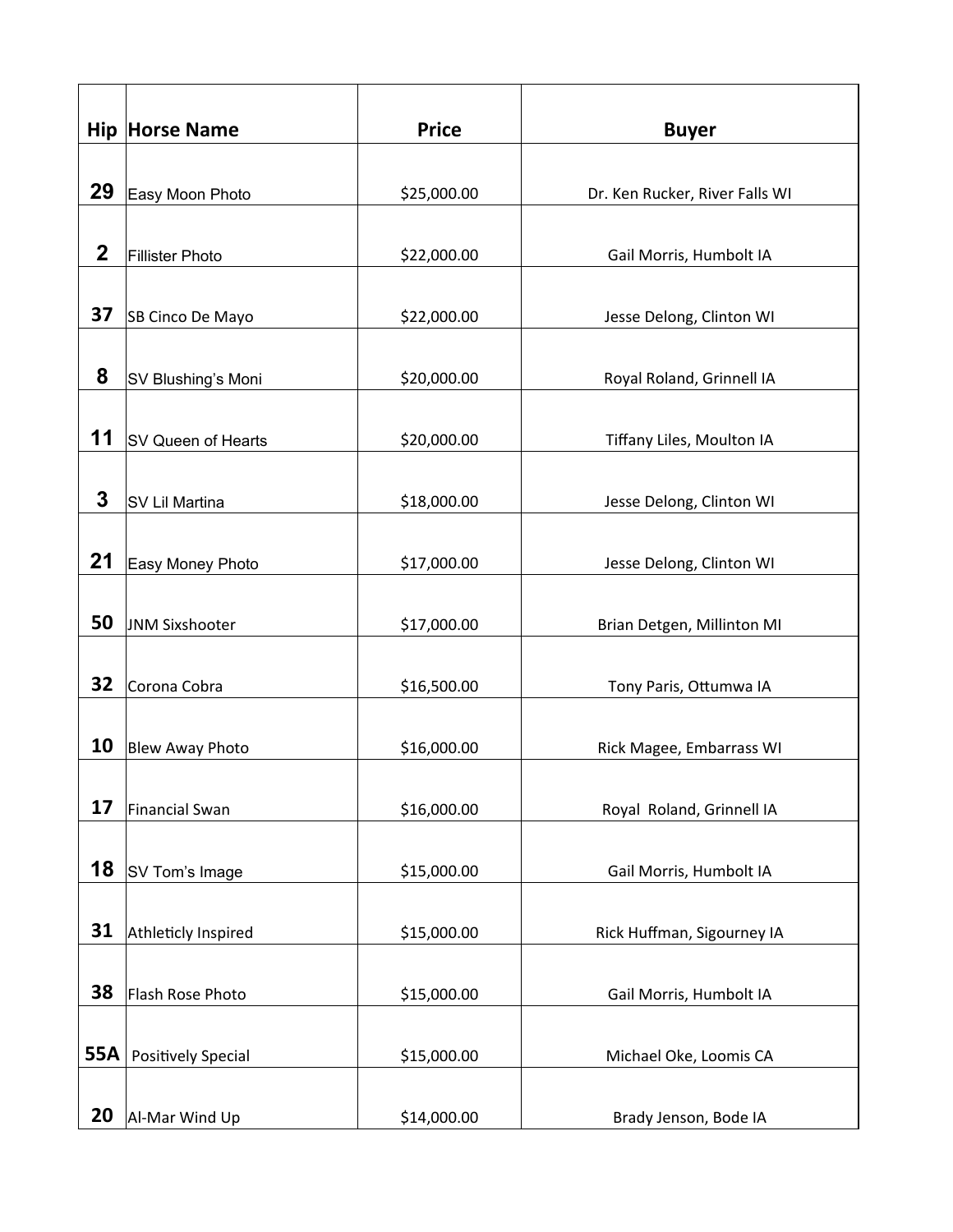| Hip | Horse Name | Price | Buyer |
|---|---|---|---|
| 29 | Easy Moon Photo | $25,000.00 | Dr. Ken Rucker, River Falls WI |
| 2 | Fillister Photo | $22,000.00 | Gail Morris, Humbolt IA |
| 37 | SB Cinco De Mayo | $22,000.00 | Jesse Delong, Clinton WI |
| 8 | SV Blushing's Moni | $20,000.00 | Royal Roland, Grinnell IA |
| 11 | SV Queen of Hearts | $20,000.00 | Tiffany Liles, Moulton IA |
| 3 | SV Lil Martina | $18,000.00 | Jesse Delong, Clinton WI |
| 21 | Easy Money Photo | $17,000.00 | Jesse Delong, Clinton WI |
| 50 | JNM Sixshooter | $17,000.00 | Brian Detgen, Millinton MI |
| 32 | Corona Cobra | $16,500.00 | Tony Paris, Ottumwa IA |
| 10 | Blew Away Photo | $16,000.00 | Rick Magee, Embarrass WI |
| 17 | Financial Swan | $16,000.00 | Royal Roland, Grinnell IA |
| 18 | SV Tom's Image | $15,000.00 | Gail Morris, Humbolt IA |
| 31 | Athleticly Inspired | $15,000.00 | Rick Huffman, Sigourney IA |
| 38 | Flash Rose Photo | $15,000.00 | Gail Morris, Humbolt IA |
| 55A | Positively Special | $15,000.00 | Michael Oke, Loomis CA |
| 20 | Al-Mar Wind Up | $14,000.00 | Brady Jenson, Bode IA |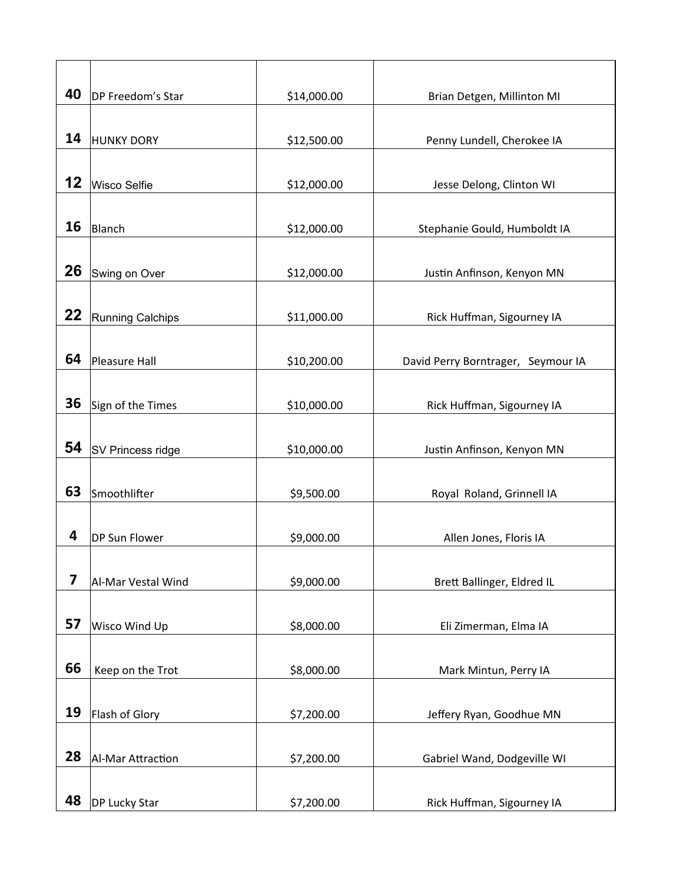| | | | |
|---|---|---|---|
| 40 | DP Freedom's Star | $14,000.00 | Brian Detgen, Millinton MI |
| 14 | HUNKY DORY | $12,500.00 | Penny Lundell, Cherokee IA |
| 12 | Wisco Selfie | $12,000.00 | Jesse Delong, Clinton WI |
| 16 | Blanch | $12,000.00 | Stephanie Gould, Humboldt IA |
| 26 | Swing on Over | $12,000.00 | Justin Anfinson, Kenyon MN |
| 22 | Running Calchips | $11,000.00 | Rick Huffman, Sigourney IA |
| 64 | Pleasure Hall | $10,200.00 | David Perry Borntrager, Seymour IA |
| 36 | Sign of the Times | $10,000.00 | Rick Huffman, Sigourney IA |
| 54 | SV Princess ridge | $10,000.00 | Justin Anfinson, Kenyon MN |
| 63 | Smoothlifter | $9,500.00 | Royal Roland, Grinnell IA |
| 4 | DP Sun Flower | $9,000.00 | Allen Jones, Floris IA |
| 7 | Al-Mar Vestal Wind | $9,000.00 | Brett Ballinger, Eldred IL |
| 57 | Wisco Wind Up | $8,000.00 | Eli Zimerman, Elma IA |
| 66 | Keep on the Trot | $8,000.00 | Mark Mintun, Perry IA |
| 19 | Flash of Glory | $7,200.00 | Jeffery Ryan, Goodhue MN |
| 28 | Al-Mar Attraction | $7,200.00 | Gabriel Wand, Dodgeville WI |
| 48 | DP Lucky Star | $7,200.00 | Rick Huffman, Sigourney IA |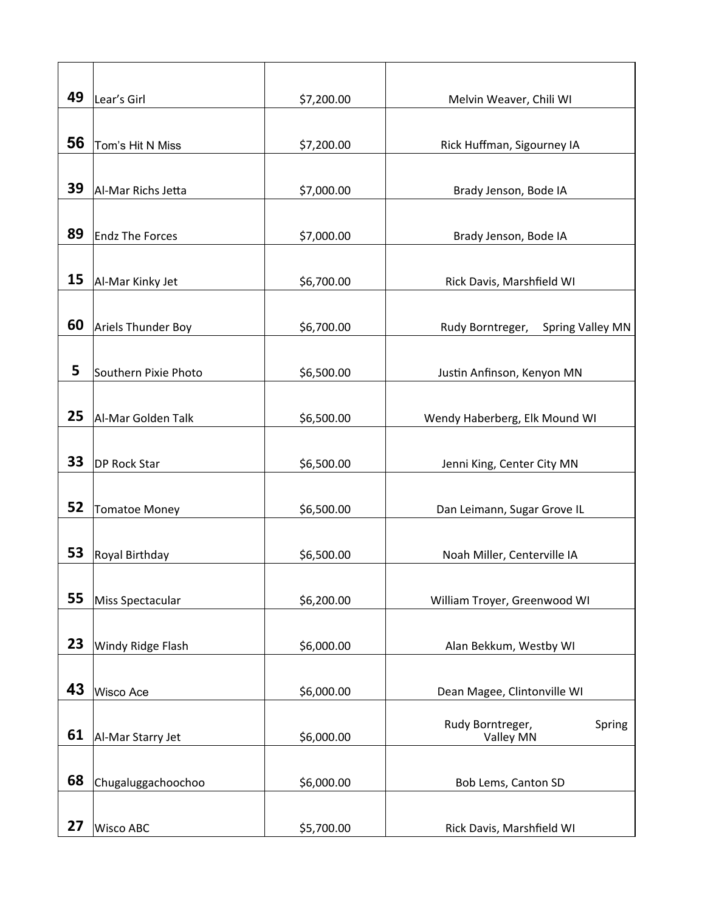| | | | |
|---|---|---|---|
| 49 | Lear's Girl | $7,200.00 | Melvin Weaver, Chili WI |
| 56 | Tom's Hit N Miss | $7,200.00 | Rick Huffman, Sigourney IA |
| 39 | Al-Mar Richs Jetta | $7,000.00 | Brady Jenson, Bode IA |
| 89 | Endz The Forces | $7,000.00 | Brady Jenson, Bode IA |
| 15 | Al-Mar Kinky Jet | $6,700.00 | Rick Davis, Marshfield WI |
| 60 | Ariels Thunder Boy | $6,700.00 | Rudy Borntreger, Spring Valley MN |
| 5 | Southern Pixie Photo | $6,500.00 | Justin Anfinson, Kenyon MN |
| 25 | Al-Mar Golden Talk | $6,500.00 | Wendy Haberberg, Elk Mound WI |
| 33 | DP Rock Star | $6,500.00 | Jenni King, Center City MN |
| 52 | Tomatoe Money | $6,500.00 | Dan Leimann, Sugar Grove IL |
| 53 | Royal Birthday | $6,500.00 | Noah Miller, Centerville IA |
| 55 | Miss Spectacular | $6,200.00 | William Troyer, Greenwood WI |
| 23 | Windy Ridge Flash | $6,000.00 | Alan Bekkum, Westby WI |
| 43 | Wisco Ace | $6,000.00 | Dean Magee, Clintonville WI |
| 61 | Al-Mar Starry Jet | $6,000.00 | Rudy Borntreger, Spring Valley MN |
| 68 | Chugaluggachoochoo | $6,000.00 | Bob Lems, Canton SD |
| 27 | Wisco ABC | $5,700.00 | Rick Davis, Marshfield WI |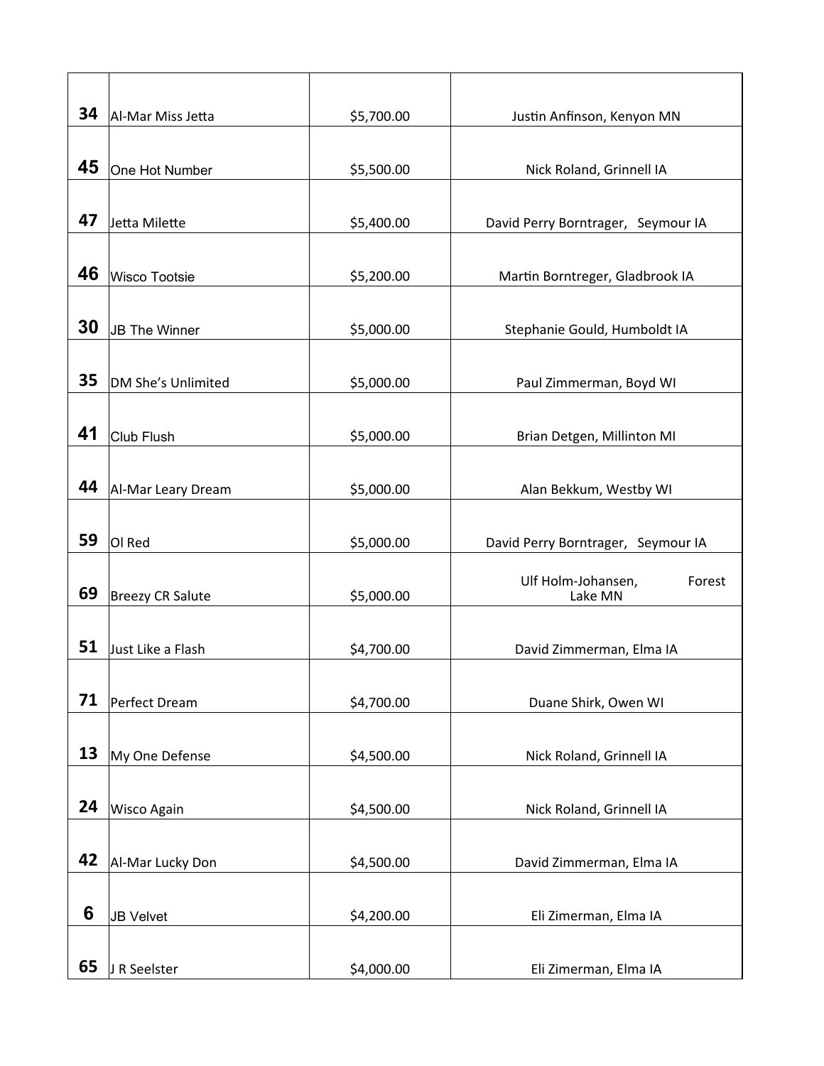| | | | |
|---|---|---|---|
| 34 | Al-Mar Miss Jetta | $5,700.00 | Justin Anfinson, Kenyon MN |
| 45 | One Hot Number | $5,500.00 | Nick Roland, Grinnell IA |
| 47 | Jetta Milette | $5,400.00 | David Perry Borntrager, Seymour IA |
| 46 | Wisco Tootsie | $5,200.00 | Martin Borntreger, Gladbrook IA |
| 30 | JB The Winner | $5,000.00 | Stephanie Gould, Humboldt IA |
| 35 | DM She's Unlimited | $5,000.00 | Paul Zimmerman, Boyd WI |
| 41 | Club Flush | $5,000.00 | Brian Detgen, Millinton MI |
| 44 | Al-Mar Leary Dream | $5,000.00 | Alan Bekkum, Westby WI |
| 59 | Ol Red | $5,000.00 | David Perry Borntrager, Seymour IA |
| 69 | Breezy CR Salute | $5,000.00 | Ulf Holm-Johansen, Forest Lake MN |
| 51 | Just Like a Flash | $4,700.00 | David Zimmerman, Elma IA |
| 71 | Perfect Dream | $4,700.00 | Duane Shirk, Owen WI |
| 13 | My One Defense | $4,500.00 | Nick Roland, Grinnell IA |
| 24 | Wisco Again | $4,500.00 | Nick Roland, Grinnell IA |
| 42 | Al-Mar Lucky Don | $4,500.00 | David Zimmerman, Elma IA |
| 6 | JB Velvet | $4,200.00 | Eli Zimerman, Elma IA |
| 65 | J R Seelster | $4,000.00 | Eli Zimerman, Elma IA |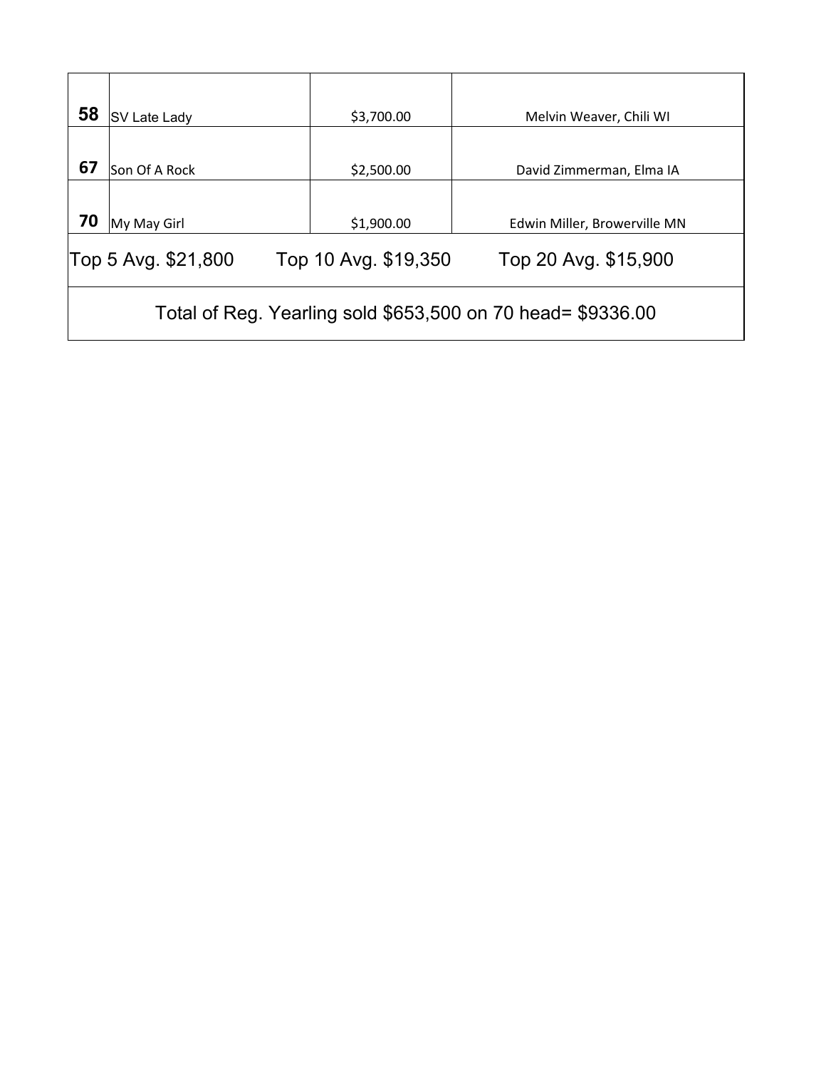| | | | |
|---|---|---|---|
| **58** | SV Late Lady | $3,700.00 | Melvin Weaver, Chili WI |
| **67** | Son Of A Rock | $2,500.00 | David Zimmerman, Elma IA |
| **70** | My May Girl | $1,900.00 | Edwin Miller, Browerville MN |

Top 5 Avg. $21,800 Top 10 Avg. $19,350 Top 20 Avg. $15,900

Total of Reg. Yearling sold $653,500 on 70 head= $9336.00